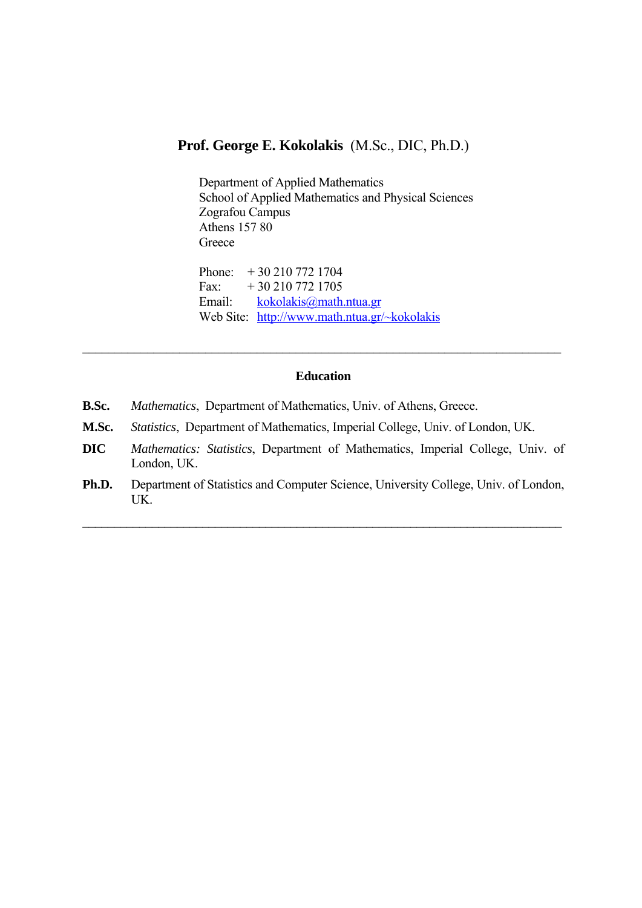# **Prof. George E. Kokolakis** (M.Sc., DIC, Ph.D.)

Department of Applied Mathematics
School of Applied Mathematics and Physical Sciences
Zografou Campus
Athens 157 80
Greece

Phone: + 30 210 772 1704
Fax: + 30 210 772 1705
Email: kokolakis@math.ntua.gr
Web Site: http://www.math.ntua.gr/~kokolakis

---

## Education

**B.Sc.** *Mathematics*, Department of Mathematics, Univ. of Athens, Greece.

**M.Sc.** *Statistics*, Department of Mathematics, Imperial College, Univ. of London, UK.

**DIC** *Mathematics: Statistics*, Department of Mathematics, Imperial College, Univ. of London, UK.

**Ph.D.** Department of Statistics and Computer Science, University College, Univ. of London, UK.

---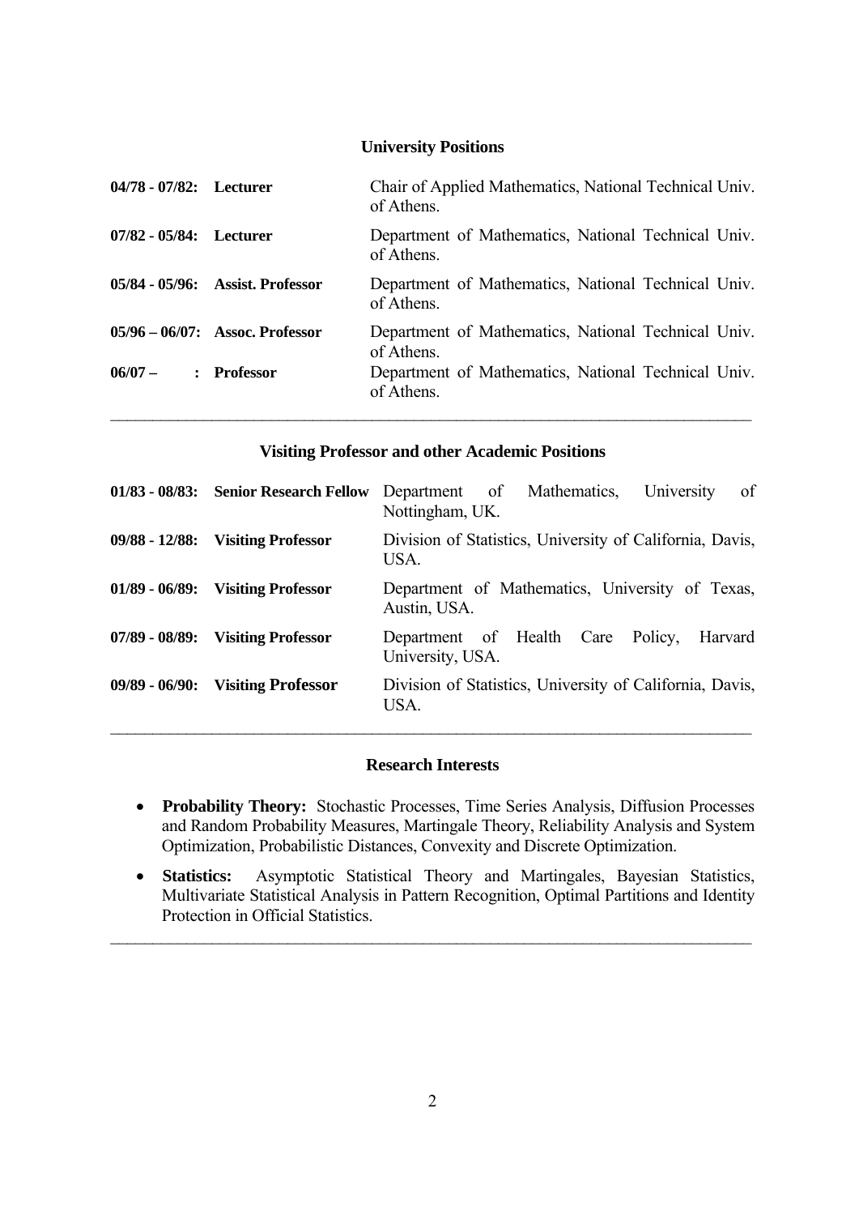## University Positions

| | | |
|---|---|---|
| **04/78 - 07/82:** | **Lecturer** | Chair of Applied Mathematics, National Technical Univ. of Athens. |
| **07/82 - 05/84:** | **Lecturer** | Department of Mathematics, National Technical Univ. of Athens. |
| **05/84 - 05/96:** | **Assist. Professor** | Department of Mathematics, National Technical Univ. of Athens. |
| **05/96 – 06/07:** | **Assoc. Professor** | Department of Mathematics, National Technical Univ. of Athens. |
| **06/07 – :** | **Professor** | Department of Mathematics, National Technical Univ. of Athens. |

---

## Visiting Professor and other Academic Positions

| | | |
|---|---|---|
| **01/83 - 08/83:** | **Senior Research Fellow** | Department of Mathematics, University of Nottingham, UK. |
| **09/88 - 12/88:** | **Visiting Professor** | Division of Statistics, University of California, Davis, USA. |
| **01/89 - 06/89:** | **Visiting Professor** | Department of Mathematics, University of Texas, Austin, USA. |
| **07/89 - 08/89:** | **Visiting Professor** | Department of Health Care Policy, Harvard University, USA. |
| **09/89 - 06/90:** | **Visiting Professor** | Division of Statistics, University of California, Davis, USA. |

---

## Research Interests

- **Probability Theory:** Stochastic Processes, Time Series Analysis, Diffusion Processes and Random Probability Measures, Martingale Theory, Reliability Analysis and System Optimization, Probabilistic Distances, Convexity and Discrete Optimization.
- **Statistics:** Asymptotic Statistical Theory and Martingales, Bayesian Statistics, Multivariate Statistical Analysis in Pattern Recognition, Optimal Partitions and Identity Protection in Official Statistics.

---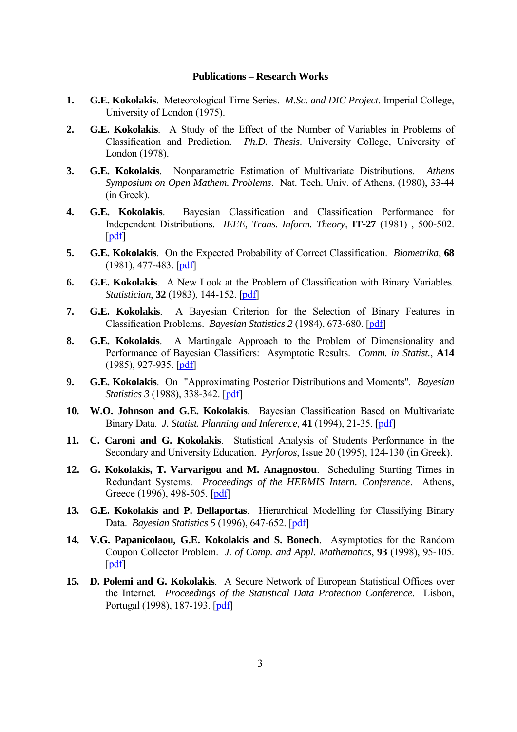**Publications – Research Works**

1. **G.E. Kokolakis**. Meteorological Time Series. *M.Sc. and DIC Project*. Imperial College, University of London (1975).

2. **G.E. Kokolakis**. A Study of the Effect of the Number of Variables in Problems of Classification and Prediction. *Ph.D. Thesis*. University College, University of London (1978).

3. **G.E. Kokolakis**. Nonparametric Estimation of Multivariate Distributions. *Athens Symposium on Open Mathem. Problems*. Nat. Tech. Univ. of Athens, (1980), 33-44 (in Greek).

4. **G.E. Kokolakis**. Bayesian Classification and Classification Performance for Independent Distributions. *IEEE, Trans. Inform. Theory*, **IT-27** (1981) , 500-502. [pdf]

5. **G.E. Kokolakis**. On the Expected Probability of Correct Classification. *Biometrika*, **68** (1981), 477-483. [pdf]

6. **G.E. Kokolakis**. A New Look at the Problem of Classification with Binary Variables. *Statistician*, **32** (1983), 144-152. [pdf]

7. **G.E. Kokolakis**. A Bayesian Criterion for the Selection of Binary Features in Classification Problems. *Bayesian Statistics 2* (1984), 673-680. [pdf]

8. **G.E. Kokolakis**. A Martingale Approach to the Problem of Dimensionality and Performance of Bayesian Classifiers: Asymptotic Results. *Comm. in Statist.*, **A14** (1985), 927-935. [pdf]

9. **G.E. Kokolakis**. On "Approximating Posterior Distributions and Moments". *Bayesian Statistics 3* (1988), 338-342. [pdf]

10. **W.O. Johnson and G.E. Kokolakis**. Bayesian Classification Based on Multivariate Binary Data. *J. Statist. Planning and Inference*, **41** (1994), 21-35. [pdf]

11. **C. Caroni and G. Kokolakis**. Statistical Analysis of Students Performance in the Secondary and University Education. *Pyrforos,* Issue 20 (1995), 124-130 (in Greek).

12. **G. Kokolakis, T. Varvarigou and M. Anagnostou**. Scheduling Starting Times in Redundant Systems. *Proceedings of the HERMIS Intern. Conference*. Athens, Greece (1996), 498-505. [pdf]

13. **G.E. Kokolakis and P. Dellaportas**. Hierarchical Modelling for Classifying Binary Data. *Bayesian Statistics 5* (1996), 647-652. [pdf]

14. **V.G. Papanicolaou, G.E. Kokolakis and S. Bonech**. Asymptotics for the Random Coupon Collector Problem. *J. of Comp. and Appl. Mathematics*, **93** (1998), 95-105. [pdf]

15. **D. Polemi and G. Kokolakis**. A Secure Network of European Statistical Offices over the Internet. *Proceedings of the Statistical Data Protection Conference*. Lisbon, Portugal (1998), 187-193. [pdf]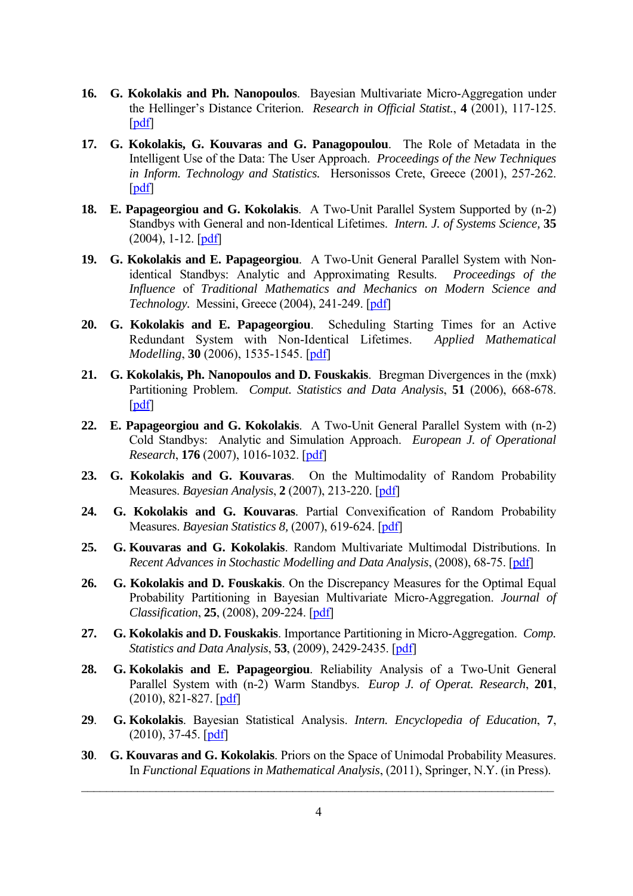16. **G. Kokolakis and Ph. Nanopoulos**. Bayesian Multivariate Micro-Aggregation under the Hellinger's Distance Criterion. *Research in Official Statist.*, **4** (2001), 117-125. [pdf]

17. **G. Kokolakis, G. Kouvaras and G. Panagopoulou**. The Role of Metadata in the Intelligent Use of the Data: The User Approach. *Proceedings of the New Techniques in Inform. Technology and Statistics.* Hersonissos Crete, Greece (2001), 257-262. [pdf]

18. **E. Papageorgiou and G. Kokolakis**. A Two-Unit Parallel System Supported by (n-2) Standbys with General and non-Identical Lifetimes. *Intern. J. of Systems Science,* **35** (2004), 1-12. [pdf]

19. **G. Kokolakis and E. Papageorgiou**. A Two-Unit General Parallel System with Non-identical Standbys: Analytic and Approximating Results. *Proceedings of the Influence of Traditional Mathematics and Mechanics on Modern Science and Technology.* Messini, Greece (2004), 241-249. [pdf]

20. **G. Kokolakis and E. Papageorgiou**. Scheduling Starting Times for an Active Redundant System with Non-Identical Lifetimes. *Applied Mathematical Modelling*, **30** (2006), 1535-1545. [pdf]

21. **G. Kokolakis, Ph. Nanopoulos and D. Fouskakis**. Bregman Divergences in the (mxk) Partitioning Problem. *Comput. Statistics and Data Analysis*, **51** (2006), 668-678. [pdf]

22. **E. Papageorgiou and G. Kokolakis**. A Two-Unit General Parallel System with (n-2) Cold Standbys: Analytic and Simulation Approach. *European J. of Operational Research*, **176** (2007), 1016-1032. [pdf]

23. **G. Kokolakis and G. Kouvaras**. On the Multimodality of Random Probability Measures. *Bayesian Analysis*, **2** (2007), 213-220. [pdf]

24. **G. Kokolakis and G. Kouvaras**. Partial Convexification of Random Probability Measures. *Bayesian Statistics 8,* (2007), 619-624. [pdf]

25. **G. Kouvaras and G. Kokolakis**. Random Multivariate Multimodal Distributions. In *Recent Advances in Stochastic Modelling and Data Analysis*, (2008), 68-75. [pdf]

26. **G. Kokolakis and D. Fouskakis**. On the Discrepancy Measures for the Optimal Equal Probability Partitioning in Bayesian Multivariate Micro-Aggregation. *Journal of Classification*, **25**, (2008), 209-224. [pdf]

27. **G. Kokolakis and D. Fouskakis**. Importance Partitioning in Micro-Aggregation. *Comp. Statistics and Data Analysis*, **53**, (2009), 2429-2435. [pdf]

28. **G. Kokolakis and E. Papageorgiou**. Reliability Analysis of a Two-Unit General Parallel System with (n-2) Warm Standbys. *Europ J. of Operat. Research*, **201**, (2010), 821-827. [pdf]

29. **G. Kokolakis**. Bayesian Statistical Analysis. *Intern. Encyclopedia of Education*, **7**, (2010), 37-45. [pdf]

30. **G. Kouvaras and G. Kokolakis**. Priors on the Space of Unimodal Probability Measures. In *Functional Equations in Mathematical Analysis*, (2011), Springer, N.Y. (in Press).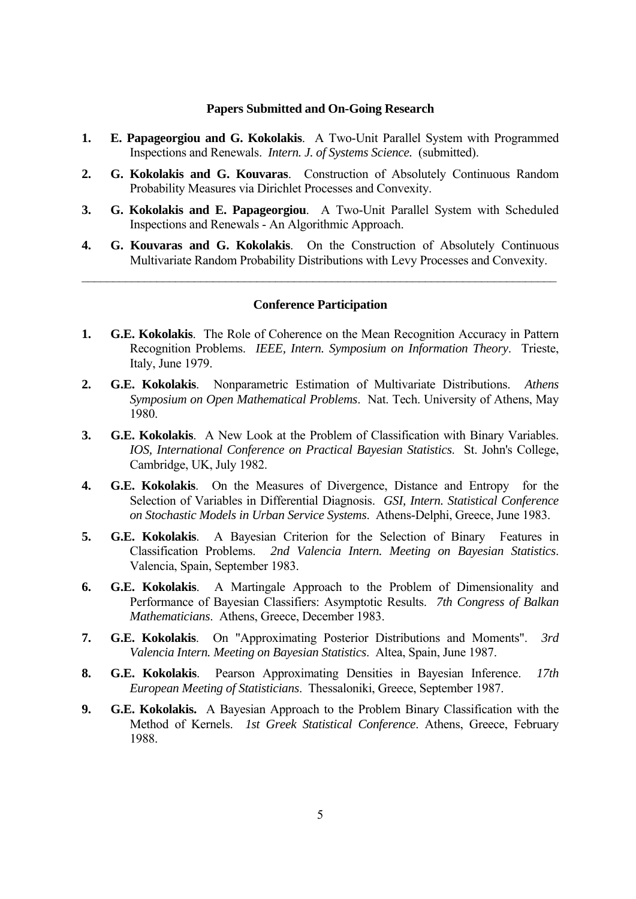### Papers Submitted and On-Going Research

1. **E. Papageorgiou and G. Kokolakis**. A Two-Unit Parallel System with Programmed Inspections and Renewals. *Intern. J. of Systems Science.* (submitted).
2. **G. Kokolakis and G. Kouvaras**. Construction of Absolutely Continuous Random Probability Measures via Dirichlet Processes and Convexity.
3. **G. Kokolakis and E. Papageorgiou**. A Two-Unit Parallel System with Scheduled Inspections and Renewals - An Algorithmic Approach.
4. **G. Kouvaras and G. Kokolakis**. On the Construction of Absolutely Continuous Multivariate Random Probability Distributions with Levy Processes and Convexity.

---

### Conference Participation

1. **G.E. Kokolakis**. The Role of Coherence on the Mean Recognition Accuracy in Pattern Recognition Problems. *IEEE, Intern. Symposium on Information Theory*. Trieste, Italy, June 1979.
2. **G.E. Kokolakis**. Nonparametric Estimation of Multivariate Distributions. *Athens Symposium on Open Mathematical Problems*. Nat. Tech. University of Athens, May 1980.
3. **G.E. Kokolakis**. A New Look at the Problem of Classification with Binary Variables. *IOS, International Conference on Practical Bayesian Statistics.* St. John's College, Cambridge, UK, July 1982.
4. **G.E. Kokolakis**. On the Measures of Divergence, Distance and Entropy for the Selection of Variables in Differential Diagnosis. *GSI, Intern. Statistical Conference on Stochastic Models in Urban Service Systems*. Athens-Delphi, Greece, June 1983.
5. **G.E. Kokolakis**. A Bayesian Criterion for the Selection of Binary Features in Classification Problems. *2nd Valencia Intern. Meeting on Bayesian Statistics*. Valencia, Spain, September 1983.
6. **G.E. Kokolakis**. A Martingale Approach to the Problem of Dimensionality and Performance of Bayesian Classifiers: Asymptotic Results. *7th Congress of Balkan Mathematicians*. Athens, Greece, December 1983.
7. **G.E. Kokolakis**. On "Approximating Posterior Distributions and Moments". *3rd Valencia Intern. Meeting on Bayesian Statistics*. Altea, Spain, June 1987.
8. **G.E. Kokolakis**. Pearson Approximating Densities in Bayesian Inference. *17th European Meeting of Statisticians*. Thessaloniki, Greece, September 1987.
9. **G.E. Kokolakis.** A Bayesian Approach to the Problem Binary Classification with the Method of Kernels. *1st Greek Statistical Conference*. Athens, Greece, February 1988.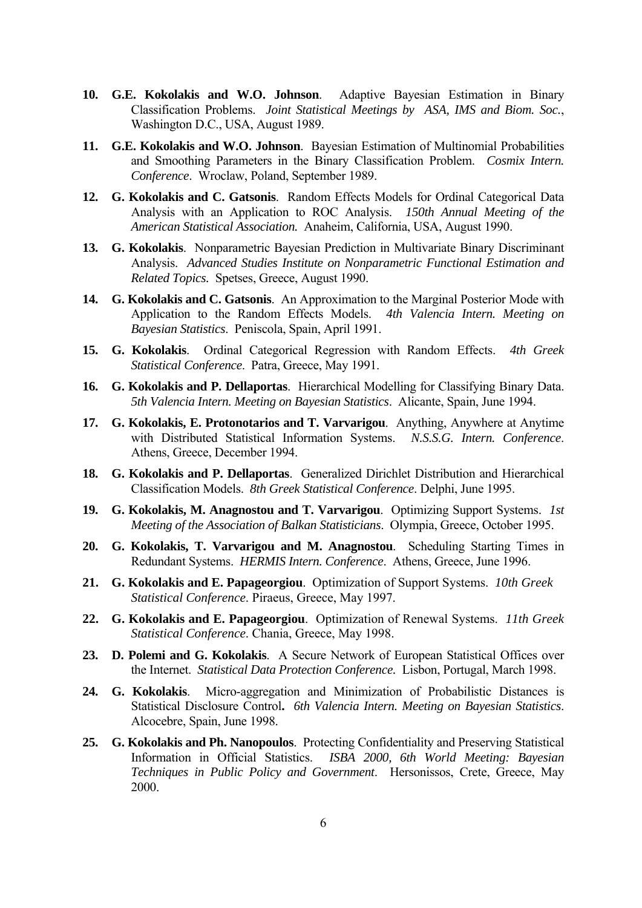10. **G.E. Kokolakis and W.O. Johnson**. Adaptive Bayesian Estimation in Binary Classification Problems. *Joint Statistical Meetings by ASA, IMS and Biom. Soc.*, Washington D.C., USA, August 1989.

11. **G.E. Kokolakis and W.O. Johnson**. Bayesian Estimation of Multinomial Probabilities and Smoothing Parameters in the Binary Classification Problem. *Cosmix Intern. Conference*. Wroclaw, Poland, September 1989.

12. **G. Kokolakis and C. Gatsonis**. Random Effects Models for Ordinal Categorical Data Analysis with an Application to ROC Analysis. *150th Annual Meeting of the American Statistical Association.* Anaheim, California, USA, August 1990.

13. **G. Kokolakis**. Nonparametric Bayesian Prediction in Multivariate Binary Discriminant Analysis. *Advanced Studies Institute on Nonparametric Functional Estimation and Related Topics.* Spetses, Greece, August 1990.

14. **G. Kokolakis and C. Gatsonis**. An Approximation to the Marginal Posterior Mode with Application to the Random Effects Models. *4th Valencia Intern. Meeting on Bayesian Statistics*. Peniscola, Spain, April 1991.

15. **G. Kokolakis**. Ordinal Categorical Regression with Random Effects. *4th Greek Statistical Conference*. Patra, Greece, May 1991.

16. **G. Kokolakis and P. Dellaportas**. Hierarchical Modelling for Classifying Binary Data. *5th Valencia Intern. Meeting on Bayesian Statistics*. Alicante, Spain, June 1994.

17. **G. Kokolakis, E. Protonotarios and T. Varvarigou**. Anything, Anywhere at Anytime with Distributed Statistical Information Systems. *N.S.S.G. Intern. Conference*. Athens, Greece, December 1994.

18. **G. Kokolakis and P. Dellaportas**. Generalized Dirichlet Distribution and Hierarchical Classification Models. *8th Greek Statistical Conference*. Delphi, June 1995.

19. **G. Kokolakis, M. Anagnostou and T. Varvarigou**. Optimizing Support Systems. *1st Meeting of the Association of Balkan Statisticians*. Olympia, Greece, October 1995.

20. **G. Kokolakis, T. Varvarigou and M. Anagnostou**. Scheduling Starting Times in Redundant Systems. *HERMIS Intern. Conference*. Athens, Greece, June 1996.

21. **G. Kokolakis and E. Papageorgiou**. Optimization of Support Systems. *10th Greek Statistical Conference*. Piraeus, Greece, May 1997.

22. **G. Kokolakis and E. Papageorgiou**. Optimization of Renewal Systems. *11th Greek Statistical Conference*. Chania, Greece, May 1998.

23. **D. Polemi and G. Kokolakis**. A Secure Network of European Statistical Offices over the Internet. *Statistical Data Protection Conference.* Lisbon, Portugal, March 1998.

24. **G. Kokolakis**. Micro-aggregation and Minimization of Probabilistic Distances is Statistical Disclosure Control**.** *6th Valencia Intern. Meeting on Bayesian Statistics*. Alcocebre, Spain, June 1998.

25. **G. Kokolakis and Ph. Nanopoulos**. Protecting Confidentiality and Preserving Statistical Information in Official Statistics. *ISBA 2000, 6th World Meeting: Bayesian Techniques in Public Policy and Government*. Hersonissos, Crete, Greece, May 2000.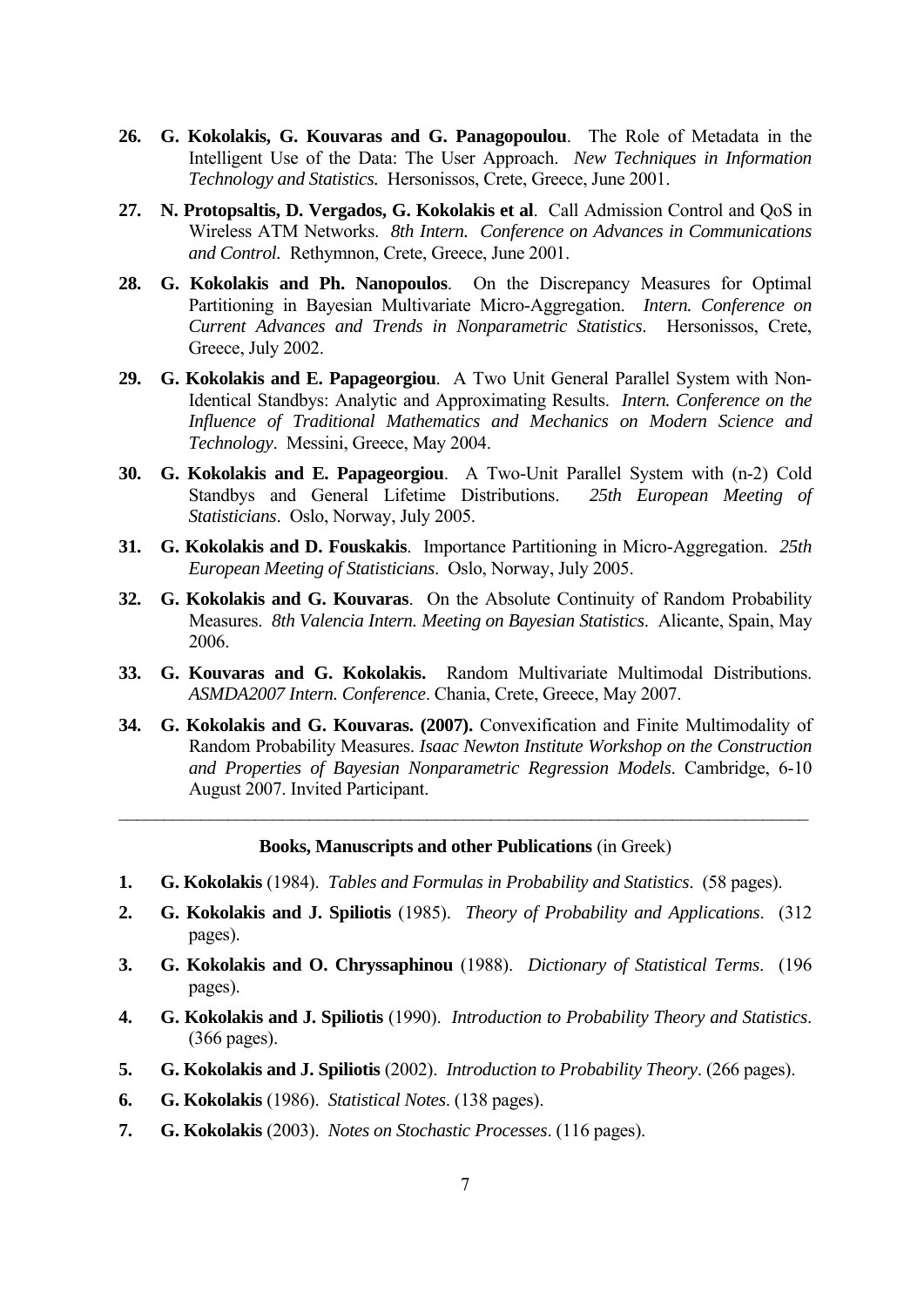26. **G. Kokolakis, G. Kouvaras and G. Panagopoulou**. The Role of Metadata in the Intelligent Use of the Data: The User Approach. *New Techniques in Information Technology and Statistics.* Hersonissos, Crete, Greece, June 2001.

27. **N. Protopsaltis, D. Vergados, G. Kokolakis et al**. Call Admission Control and QoS in Wireless ATM Networks. *8th Intern. Conference on Advances in Communications and Control.* Rethymnon, Crete, Greece, June 2001.

28. **G. Kokolakis and Ph. Nanopoulos**. On the Discrepancy Measures for Optimal Partitioning in Bayesian Multivariate Micro-Aggregation. *Intern. Conference on Current Advances and Trends in Nonparametric Statistics*. Hersonissos, Crete, Greece, July 2002.

29. **G. Kokolakis and E. Papageorgiou**. A Two Unit General Parallel System with Non-Identical Standbys: Analytic and Approximating Results. *Intern. Conference on the Influence of Traditional Mathematics and Mechanics on Modern Science and Technology*. Messini, Greece, May 2004.

30. **G. Kokolakis and E. Papageorgiou**. A Two-Unit Parallel System with (n-2) Cold Standbys and General Lifetime Distributions. *25th European Meeting of Statisticians*. Oslo, Norway, July 2005.

31. **G. Kokolakis and D. Fouskakis**. Importance Partitioning in Micro-Aggregation. *25th European Meeting of Statisticians*. Oslo, Norway, July 2005.

32. **G. Kokolakis and G. Kouvaras**. On the Absolute Continuity of Random Probability Measures. *8th Valencia Intern. Meeting on Bayesian Statistics*. Alicante, Spain, May 2006.

33. **G. Kouvaras and G. Kokolakis.** Random Multivariate Multimodal Distributions. *ASMDA2007 Intern. Conference*. Chania, Crete, Greece, May 2007.

34. **G. Kokolakis and G. Kouvaras. (2007).** Convexification and Finite Multimodality of Random Probability Measures. *Isaac Newton Institute Workshop on the Construction and Properties of Bayesian Nonparametric Regression Models*. Cambridge, 6-10 August 2007. Invited Participant.

---

**Books, Manuscripts and other Publications** (in Greek)

1. **G. Kokolakis** (1984). *Tables and Formulas in Probability and Statistics*. (58 pages).

2. **G. Kokolakis and J. Spiliotis** (1985). *Theory of Probability and Applications*. (312 pages).

3. **G. Kokolakis and O. Chryssaphinou** (1988). *Dictionary of Statistical Terms*. (196 pages).

4. **G. Kokolakis and J. Spiliotis** (1990). *Introduction to Probability Theory and Statistics*. (366 pages).

5. **G. Kokolakis and J. Spiliotis** (2002). *Introduction to Probability Theory*. (266 pages).

6. **G. Kokolakis** (1986). *Statistical Notes*. (138 pages).

7. **G. Kokolakis** (2003). *Notes on Stochastic Processes*. (116 pages).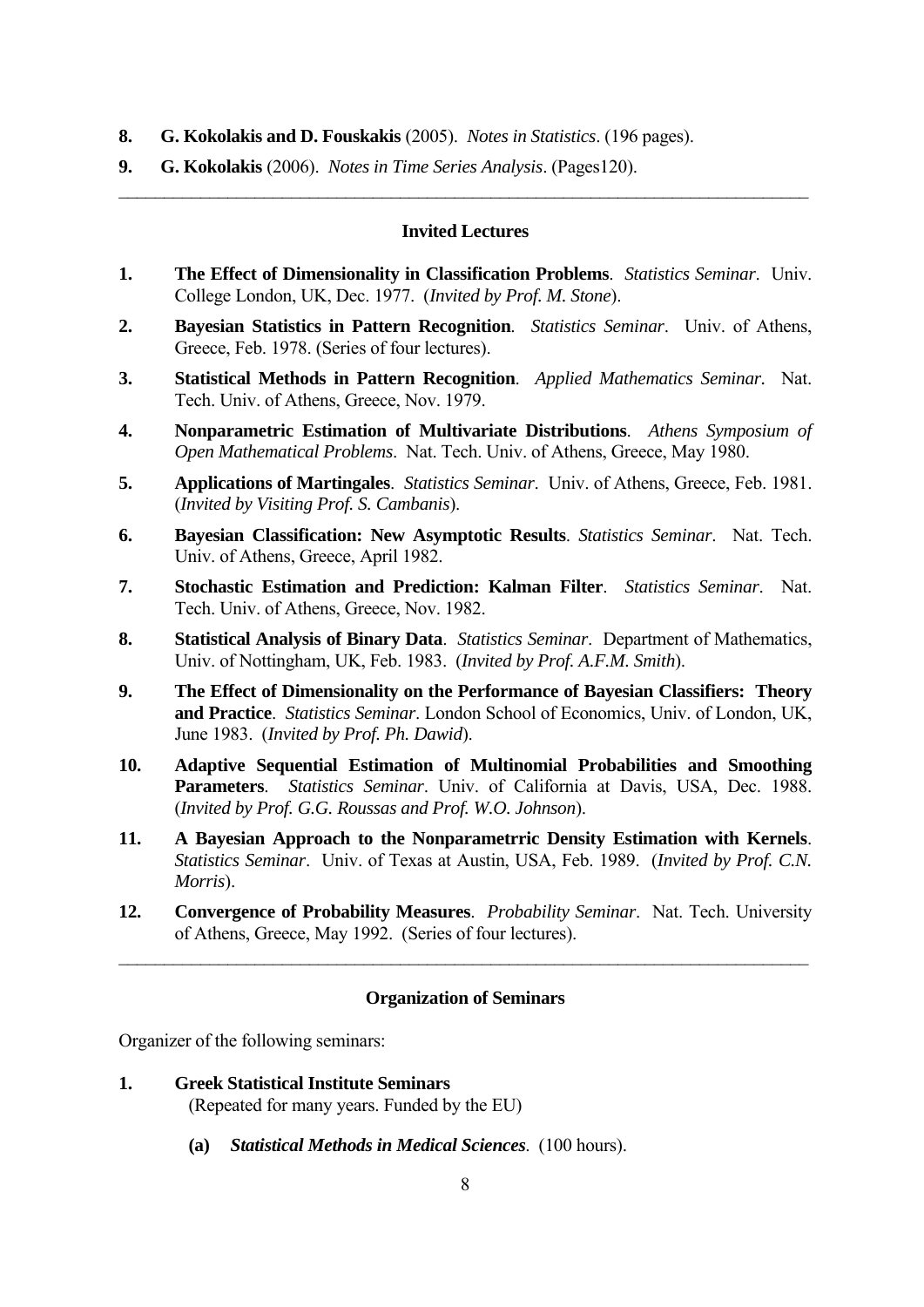8. **G. Kokolakis and D. Fouskakis** (2005). *Notes in Statistics*. (196 pages).

9. **G. Kokolakis** (2006). *Notes in Time Series Analysis*. (Pages120).

---

### Invited Lectures

1. **The Effect of Dimensionality in Classification Problems**. *Statistics Seminar*. Univ. College London, UK, Dec. 1977. (*Invited by Prof. M. Stone*).

2. **Bayesian Statistics in Pattern Recognition**. *Statistics Seminar*. Univ. of Athens, Greece, Feb. 1978. (Series of four lectures).

3. **Statistical Methods in Pattern Recognition**. *Applied Mathematics Seminar*. Nat. Tech. Univ. of Athens, Greece, Nov. 1979.

4. **Nonparametric Estimation of Multivariate Distributions**. *Athens Symposium of Open Mathematical Problems*. Nat. Tech. Univ. of Athens, Greece, May 1980.

5. **Applications of Martingales**. *Statistics Seminar*. Univ. of Athens, Greece, Feb. 1981. (*Invited by Visiting Prof. S. Cambanis*).

6. **Bayesian Classification: New Asymptotic Results**. *Statistics Seminar*. Nat. Tech. Univ. of Athens, Greece, April 1982.

7. **Stochastic Estimation and Prediction: Kalman Filter**. *Statistics Seminar*. Nat. Tech. Univ. of Athens, Greece, Nov. 1982.

8. **Statistical Analysis of Binary Data**. *Statistics Seminar*. Department of Mathematics, Univ. of Nottingham, UK, Feb. 1983. (*Invited by Prof. A.F.M. Smith*).

9. **The Effect of Dimensionality on the Performance of Bayesian Classifiers: Theory and Practice**. *Statistics Seminar*. London School of Economics, Univ. of London, UK, June 1983. (*Invited by Prof. Ph. Dawid*).

10. **Adaptive Sequential Estimation of Multinomial Probabilities and Smoothing Parameters**. *Statistics Seminar*. Univ. of California at Davis, USA, Dec. 1988. (*Invited by Prof. G.G. Roussas and Prof. W.O. Johnson*).

11. **A Bayesian Approach to the Nonparametrric Density Estimation with Kernels**. *Statistics Seminar*. Univ. of Texas at Austin, USA, Feb. 1989. (*Invited by Prof. C.N. Morris*).

12. **Convergence of Probability Measures**. *Probability Seminar*. Nat. Tech. University of Athens, Greece, May 1992. (Series of four lectures).

---

### Organization of Seminars

Organizer of the following seminars:

1. **Greek Statistical Institute Seminars**
   (Repeated for many years. Funded by the EU)

   **(a)** ***Statistical Methods in Medical Sciences***. (100 hours).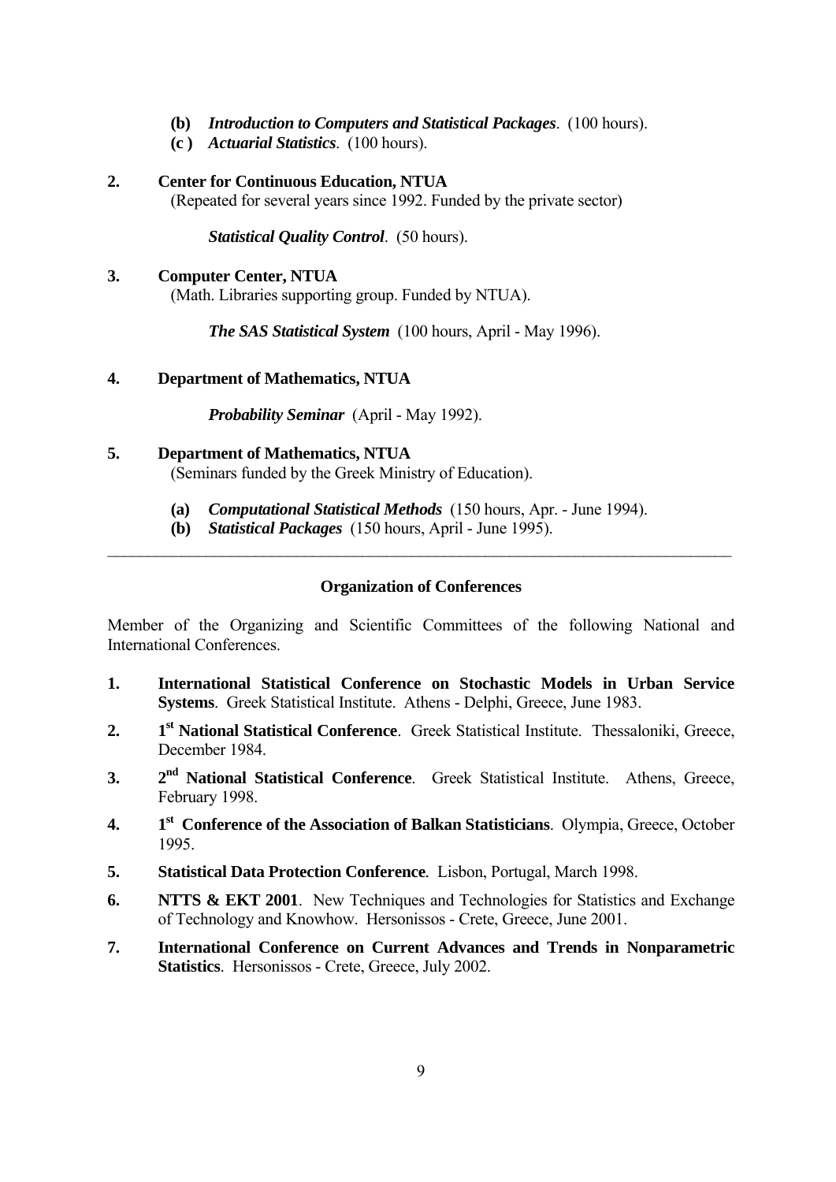- **(b)** ***Introduction to Computers and Statistical Packages***. (100 hours).
- **(c )** ***Actuarial Statistics***. (100 hours).

**2. Center for Continuous Education, NTUA**
(Repeated for several years since 1992. Funded by the private sector)

***Statistical Quality Control***. (50 hours).

**3. Computer Center, NTUA**
(Math. Libraries supporting group. Funded by NTUA).

***The SAS Statistical System*** (100 hours, April - May 1996).

**4. Department of Mathematics, NTUA**

***Probability Seminar*** (April - May 1992).

**5. Department of Mathematics, NTUA**
(Seminars funded by the Greek Ministry of Education).

- **(a)** ***Computational Statistical Methods*** (150 hours, Apr. - June 1994).
- **(b)** ***Statistical Packages*** (150 hours, April - June 1995).

---

## Organization of Conferences

Member of the Organizing and Scientific Committees of the following National and International Conferences.

1. **International Statistical Conference on Stochastic Models in Urban Service Systems**. Greek Statistical Institute. Athens - Delphi, Greece, June 1983.
2. **1st National Statistical Conference**. Greek Statistical Institute. Thessaloniki, Greece, December 1984.
3. **2nd National Statistical Conference**. Greek Statistical Institute. Athens, Greece, February 1998.
4. **1st Conference of the Association of Balkan Statisticians**. Olympia, Greece, October 1995.
5. **Statistical Data Protection Conference**. Lisbon, Portugal, March 1998.
6. **NTTS & EKT 2001**. New Techniques and Technologies for Statistics and Exchange of Technology and Knowhow. Hersonissos - Crete, Greece, June 2001.
7. **International Conference on Current Advances and Trends in Nonparametric Statistics**. Hersonissos - Crete, Greece, July 2002.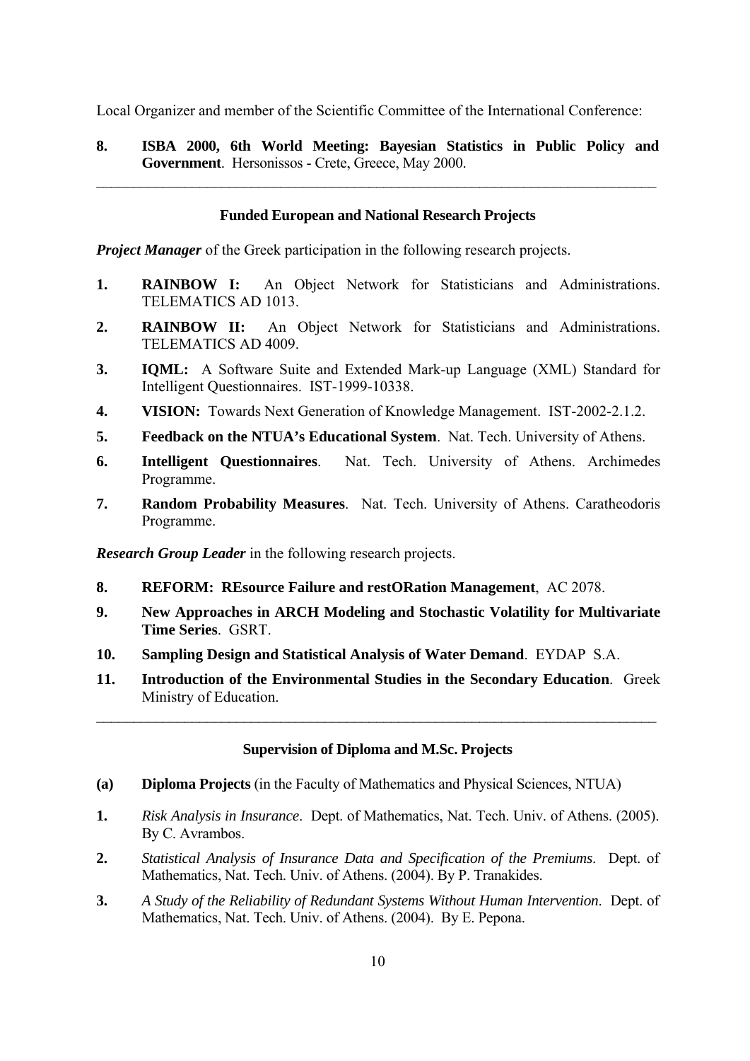Local Organizer and member of the Scientific Committee of the International Conference:

8. **ISBA 2000, 6th World Meeting: Bayesian Statistics in Public Policy and Government**. Hersonissos - Crete, Greece, May 2000.

---

### Funded European and National Research Projects

***Project Manager*** of the Greek participation in the following research projects.

1. **RAINBOW I:** An Object Network for Statisticians and Administrations. TELEMATICS AD 1013.
2. **RAINBOW II:** An Object Network for Statisticians and Administrations. TELEMATICS AD 4009.
3. **IQML:** A Software Suite and Extended Mark-up Language (XML) Standard for Intelligent Questionnaires. IST-1999-10338.
4. **VISION:** Towards Next Generation of Knowledge Management. IST-2002-2.1.2.
5. **Feedback on the NTUA's Educational System**. Nat. Tech. University of Athens.
6. **Intelligent Questionnaires**. Nat. Tech. University of Athens. Archimedes Programme.
7. **Random Probability Measures**. Nat. Tech. University of Athens. Caratheodoris Programme.

***Research Group Leader*** in the following research projects.

8. **REFORM: REsource Failure and restORation Management**, AC 2078.
9. **New Approaches in ARCH Modeling and Stochastic Volatility for Multivariate Time Series**. GSRT.
10. **Sampling Design and Statistical Analysis of Water Demand**. EYDAP S.A.
11. **Introduction of the Environmental Studies in the Secondary Education**. Greek Ministry of Education.

---

### Supervision of Diploma and M.Sc. Projects

**(a) Diploma Projects** (in the Faculty of Mathematics and Physical Sciences, NTUA)

1. *Risk Analysis in Insurance*. Dept. of Mathematics, Nat. Tech. Univ. of Athens. (2005). By C. Avrambos.
2. *Statistical Analysis of Insurance Data and Specification of the Premiums*. Dept. of Mathematics, Nat. Tech. Univ. of Athens. (2004). By P. Tranakides.
3. *A Study of the Reliability of Redundant Systems Without Human Intervention*. Dept. of Mathematics, Nat. Tech. Univ. of Athens. (2004). By E. Pepona.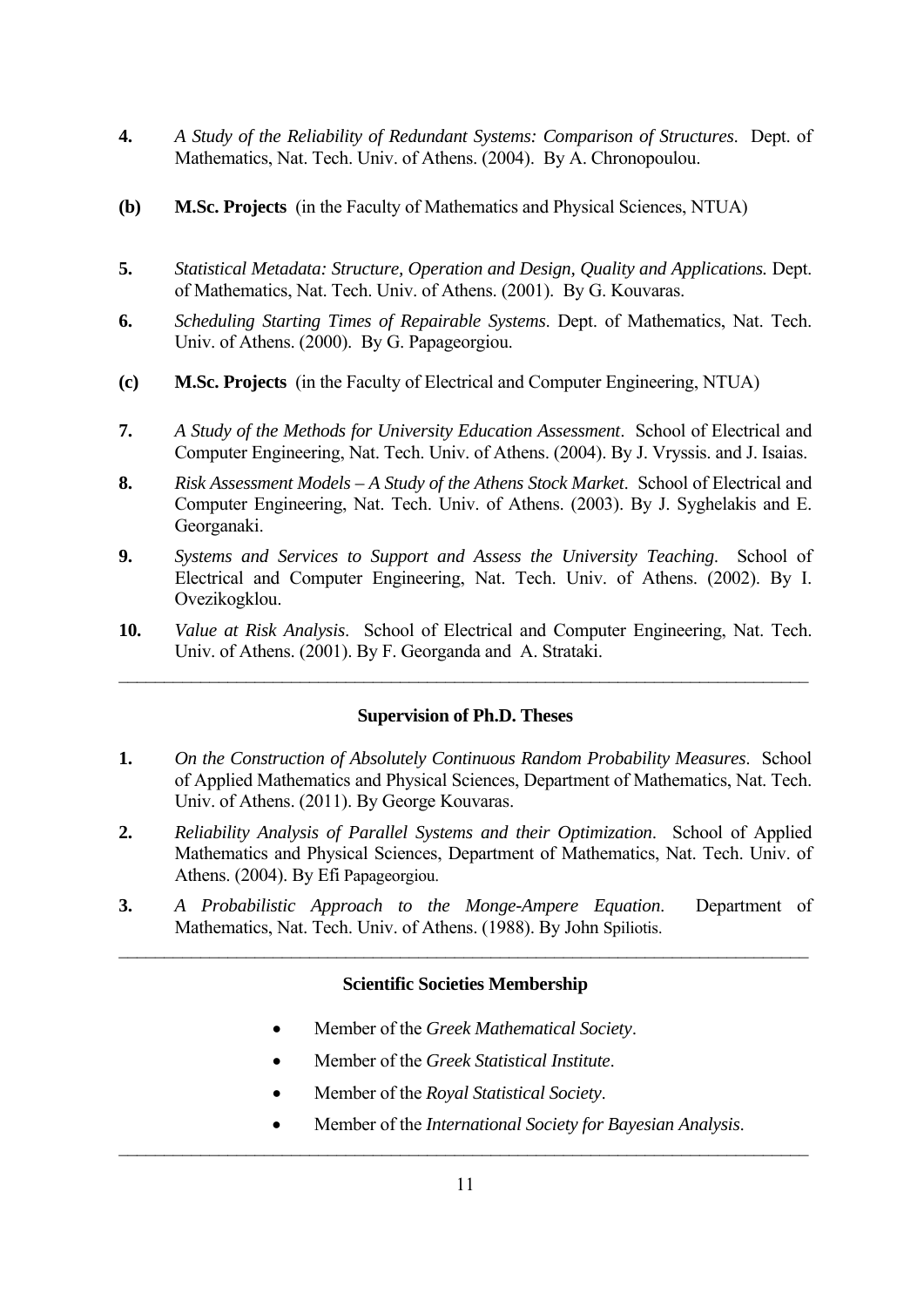**4.** *A Study of the Reliability of Redundant Systems: Comparison of Structures*. Dept. of Mathematics, Nat. Tech. Univ. of Athens. (2004). By A. Chronopoulou.

**(b)** **M.Sc. Projects** (in the Faculty of Mathematics and Physical Sciences, NTUA)

**5.** *Statistical Metadata: Structure, Operation and Design, Quality and Applications.* Dept. of Mathematics, Nat. Tech. Univ. of Athens. (2001). By G. Kouvaras.

**6.** *Scheduling Starting Times of Repairable Systems*. Dept. of Mathematics, Nat. Tech. Univ. of Athens. (2000). By G. Papageorgiou.

**(c)** **M.Sc. Projects** (in the Faculty of Electrical and Computer Engineering, NTUA)

**7.** *A Study of the Methods for University Education Assessment*. School of Electrical and Computer Engineering, Nat. Tech. Univ. of Athens. (2004). By J. Vryssis. and J. Isaias.

**8.** *Risk Assessment Models – A Study of the Athens Stock Market*. School of Electrical and Computer Engineering, Nat. Tech. Univ. of Athens. (2003). By J. Syghelakis and E. Georganaki.

**9.** *Systems and Services to Support and Assess the University Teaching*. School of Electrical and Computer Engineering, Nat. Tech. Univ. of Athens. (2002). By I. Ovezikogklou.

**10.** *Value at Risk Analysis*. School of Electrical and Computer Engineering, Nat. Tech. Univ. of Athens. (2001). By F. Georganda and A. Strataki.

---

## Supervision of Ph.D. Theses

**1.** *On the Construction of Absolutely Continuous Random Probability Measures*. School of Applied Mathematics and Physical Sciences, Department of Mathematics, Nat. Tech. Univ. of Athens. (2011). By George Kouvaras.

**2.** *Reliability Analysis of Parallel Systems and their Optimization*. School of Applied Mathematics and Physical Sciences, Department of Mathematics, Nat. Tech. Univ. of Athens. (2004). By Efi Papageorgiou.

**3.** *A Probabilistic Approach to the Monge-Ampere Equation*. Department of Mathematics, Nat. Tech. Univ. of Athens. (1988). By John Spiliotis.

---

## Scientific Societies Membership

- Member of the *Greek Mathematical Society*.
- Member of the *Greek Statistical Institute*.
- Member of the *Royal Statistical Society*.
- Member of the *International Society for Bayesian Analysis*.

---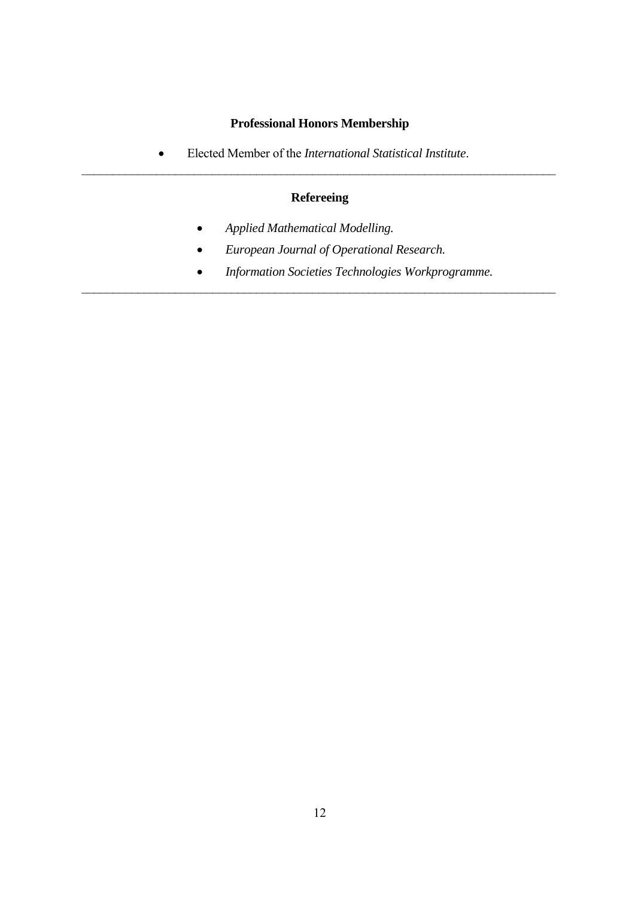## Professional Honors Membership

- Elected Member of the *International Statistical Institute*.

---

## Refereeing

- *Applied Mathematical Modelling.*
- *European Journal of Operational Research.*
- *Information Societies Technologies Workprogramme.*

---